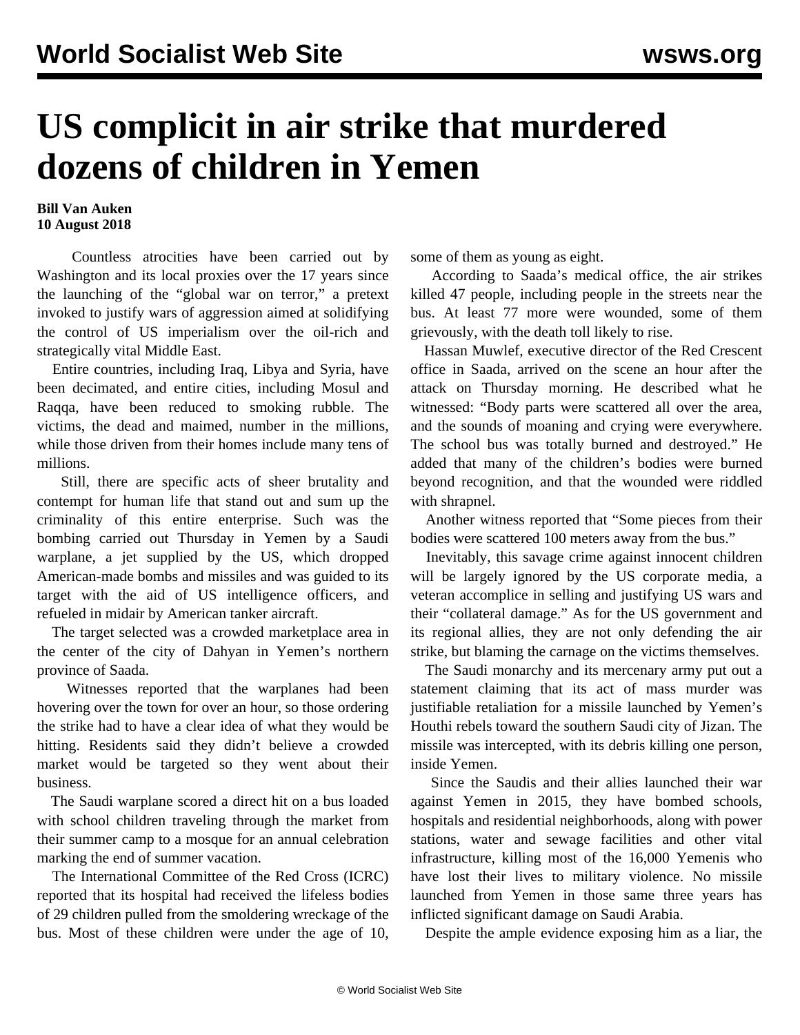# US complicit in air strike that murdered dozens of children in Yemen

**Bill Van Auken**
**10 August 2018**

Countless atrocities have been carried out by Washington and its local proxies over the 17 years since the launching of the "global war on terror," a pretext invoked to justify wars of aggression aimed at solidifying the control of US imperialism over the oil-rich and strategically vital Middle East.

Entire countries, including Iraq, Libya and Syria, have been decimated, and entire cities, including Mosul and Raqqa, have been reduced to smoking rubble. The victims, the dead and maimed, number in the millions, while those driven from their homes include many tens of millions.

Still, there are specific acts of sheer brutality and contempt for human life that stand out and sum up the criminality of this entire enterprise. Such was the bombing carried out Thursday in Yemen by a Saudi warplane, a jet supplied by the US, which dropped American-made bombs and missiles and was guided to its target with the aid of US intelligence officers, and refueled in midair by American tanker aircraft.

The target selected was a crowded marketplace area in the center of the city of Dahyan in Yemen's northern province of Saada.

Witnesses reported that the warplanes had been hovering over the town for over an hour, so those ordering the strike had to have a clear idea of what they would be hitting. Residents said they didn't believe a crowded market would be targeted so they went about their business.

The Saudi warplane scored a direct hit on a bus loaded with school children traveling through the market from their summer camp to a mosque for an annual celebration marking the end of summer vacation.

The International Committee of the Red Cross (ICRC) reported that its hospital had received the lifeless bodies of 29 children pulled from the smoldering wreckage of the bus. Most of these children were under the age of 10, some of them as young as eight.

According to Saada's medical office, the air strikes killed 47 people, including people in the streets near the bus. At least 77 more were wounded, some of them grievously, with the death toll likely to rise.

Hassan Muwlef, executive director of the Red Crescent office in Saada, arrived on the scene an hour after the attack on Thursday morning. He described what he witnessed: "Body parts were scattered all over the area, and the sounds of moaning and crying were everywhere. The school bus was totally burned and destroyed." He added that many of the children's bodies were burned beyond recognition, and that the wounded were riddled with shrapnel.

Another witness reported that "Some pieces from their bodies were scattered 100 meters away from the bus."

Inevitably, this savage crime against innocent children will be largely ignored by the US corporate media, a veteran accomplice in selling and justifying US wars and their "collateral damage." As for the US government and its regional allies, they are not only defending the air strike, but blaming the carnage on the victims themselves.

The Saudi monarchy and its mercenary army put out a statement claiming that its act of mass murder was justifiable retaliation for a missile launched by Yemen's Houthi rebels toward the southern Saudi city of Jizan. The missile was intercepted, with its debris killing one person, inside Yemen.

Since the Saudis and their allies launched their war against Yemen in 2015, they have bombed schools, hospitals and residential neighborhoods, along with power stations, water and sewage facilities and other vital infrastructure, killing most of the 16,000 Yemenis who have lost their lives to military violence. No missile launched from Yemen in those same three years has inflicted significant damage on Saudi Arabia.

Despite the ample evidence exposing him as a liar, the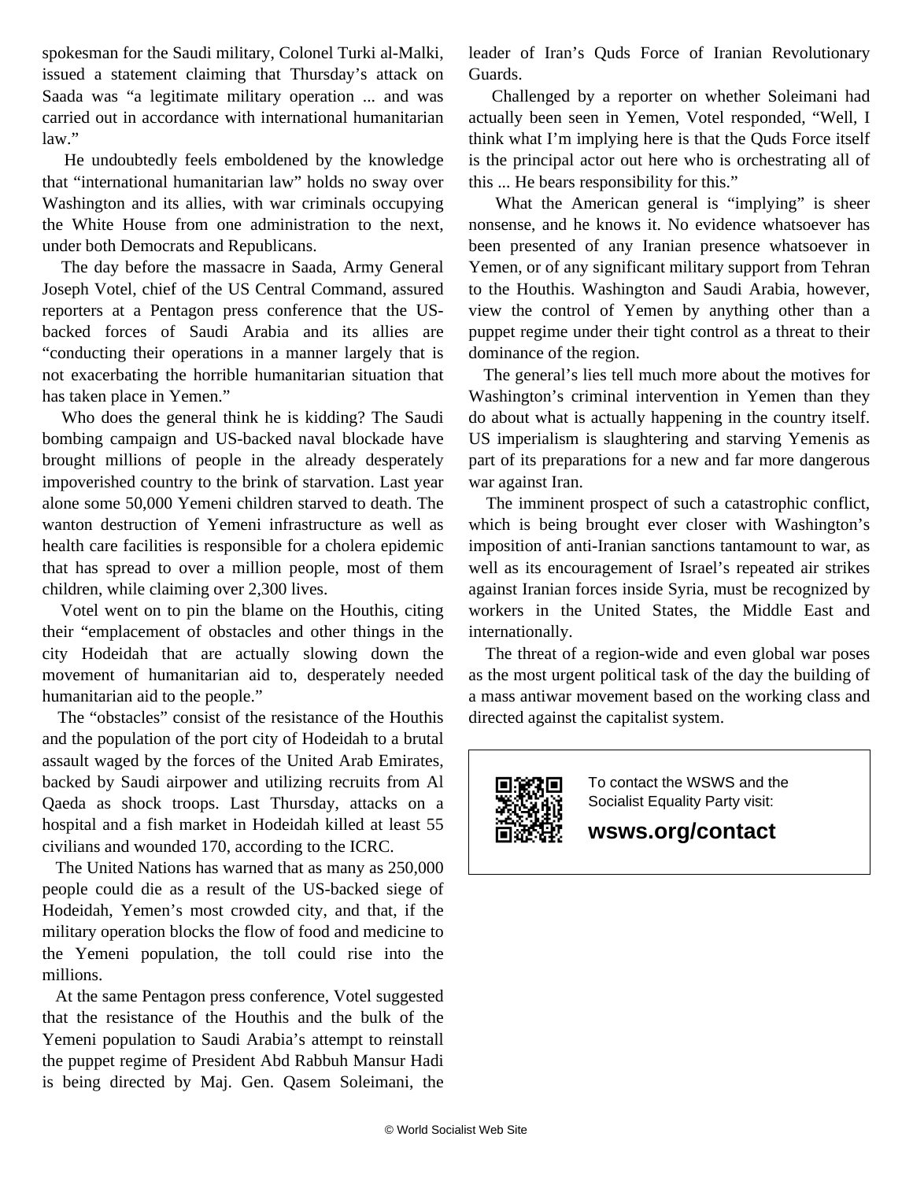spokesman for the Saudi military, Colonel Turki al-Malki, issued a statement claiming that Thursday's attack on Saada was "a legitimate military operation ... and was carried out in accordance with international humanitarian law."

He undoubtedly feels emboldened by the knowledge that "international humanitarian law" holds no sway over Washington and its allies, with war criminals occupying the White House from one administration to the next, under both Democrats and Republicans.

The day before the massacre in Saada, Army General Joseph Votel, chief of the US Central Command, assured reporters at a Pentagon press conference that the US-backed forces of Saudi Arabia and its allies are "conducting their operations in a manner largely that is not exacerbating the horrible humanitarian situation that has taken place in Yemen."

Who does the general think he is kidding? The Saudi bombing campaign and US-backed naval blockade have brought millions of people in the already desperately impoverished country to the brink of starvation. Last year alone some 50,000 Yemeni children starved to death. The wanton destruction of Yemeni infrastructure as well as health care facilities is responsible for a cholera epidemic that has spread to over a million people, most of them children, while claiming over 2,300 lives.

Votel went on to pin the blame on the Houthis, citing their "emplacement of obstacles and other things in the city Hodeidah that are actually slowing down the movement of humanitarian aid to, desperately needed humanitarian aid to the people."

The "obstacles" consist of the resistance of the Houthis and the population of the port city of Hodeidah to a brutal assault waged by the forces of the United Arab Emirates, backed by Saudi airpower and utilizing recruits from Al Qaeda as shock troops. Last Thursday, attacks on a hospital and a fish market in Hodeidah killed at least 55 civilians and wounded 170, according to the ICRC.

The United Nations has warned that as many as 250,000 people could die as a result of the US-backed siege of Hodeidah, Yemen's most crowded city, and that, if the military operation blocks the flow of food and medicine to the Yemeni population, the toll could rise into the millions.

At the same Pentagon press conference, Votel suggested that the resistance of the Houthis and the bulk of the Yemeni population to Saudi Arabia's attempt to reinstall the puppet regime of President Abd Rabbuh Mansur Hadi is being directed by Maj. Gen. Qasem Soleimani, the leader of Iran's Quds Force of Iranian Revolutionary Guards.

Challenged by a reporter on whether Soleimani had actually been seen in Yemen, Votel responded, "Well, I think what I'm implying here is that the Quds Force itself is the principal actor out here who is orchestrating all of this ... He bears responsibility for this."

What the American general is "implying" is sheer nonsense, and he knows it. No evidence whatsoever has been presented of any Iranian presence whatsoever in Yemen, or of any significant military support from Tehran to the Houthis. Washington and Saudi Arabia, however, view the control of Yemen by anything other than a puppet regime under their tight control as a threat to their dominance of the region.

The general's lies tell much more about the motives for Washington's criminal intervention in Yemen than they do about what is actually happening in the country itself. US imperialism is slaughtering and starving Yemenis as part of its preparations for a new and far more dangerous war against Iran.

The imminent prospect of such a catastrophic conflict, which is being brought ever closer with Washington's imposition of anti-Iranian sanctions tantamount to war, as well as its encouragement of Israel's repeated air strikes against Iranian forces inside Syria, must be recognized by workers in the United States, the Middle East and internationally.

The threat of a region-wide and even global war poses as the most urgent political task of the day the building of a mass antiwar movement based on the working class and directed against the capitalist system.

To contact the WSWS and the Socialist Equality Party visit:

**wsws.org/contact**